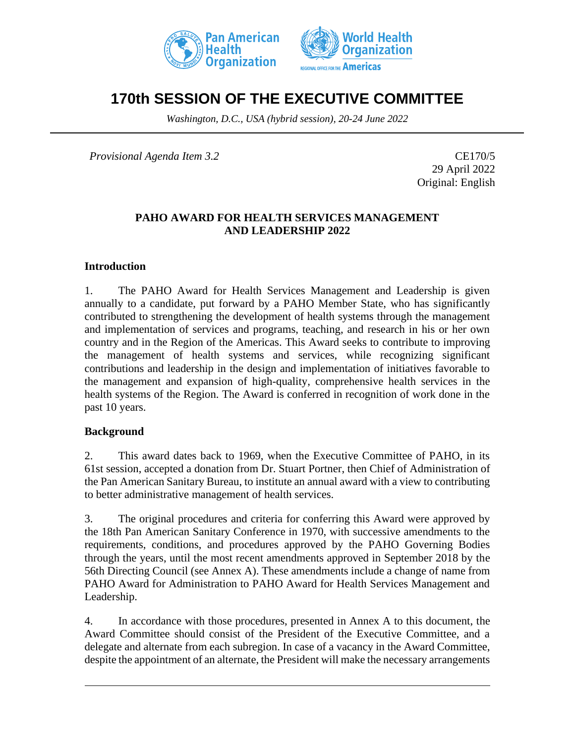# 170th SESSION OF THE EXECUTIVE COMMITTEE

*Washington, D.C., USA (hybrid session), 20-24 June 2022*

*Provisional Agenda Item 3.2*

CE170/5
29 April 2022
Original: English

## PAHO AWARD FOR HEALTH SERVICES MANAGEMENT AND LEADERSHIP 2022

### Introduction

1. The PAHO Award for Health Services Management and Leadership is given annually to a candidate, put forward by a PAHO Member State, who has significantly contributed to strengthening the development of health systems through the management and implementation of services and programs, teaching, and research in his or her own country and in the Region of the Americas. This Award seeks to contribute to improving the management of health systems and services, while recognizing significant contributions and leadership in the design and implementation of initiatives favorable to the management and expansion of high-quality, comprehensive health services in the health systems of the Region. The Award is conferred in recognition of work done in the past 10 years.

### Background

2. This award dates back to 1969, when the Executive Committee of PAHO, in its 61st session, accepted a donation from Dr. Stuart Portner, then Chief of Administration of the Pan American Sanitary Bureau, to institute an annual award with a view to contributing to better administrative management of health services.

3. The original procedures and criteria for conferring this Award were approved by the 18th Pan American Sanitary Conference in 1970, with successive amendments to the requirements, conditions, and procedures approved by the PAHO Governing Bodies through the years, until the most recent amendments approved in September 2018 by the 56th Directing Council (see Annex A). These amendments include a change of name from PAHO Award for Administration to PAHO Award for Health Services Management and Leadership.

4. In accordance with those procedures, presented in Annex A to this document, the Award Committee should consist of the President of the Executive Committee, and a delegate and alternate from each subregion. In case of a vacancy in the Award Committee, despite the appointment of an alternate, the President will make the necessary arrangements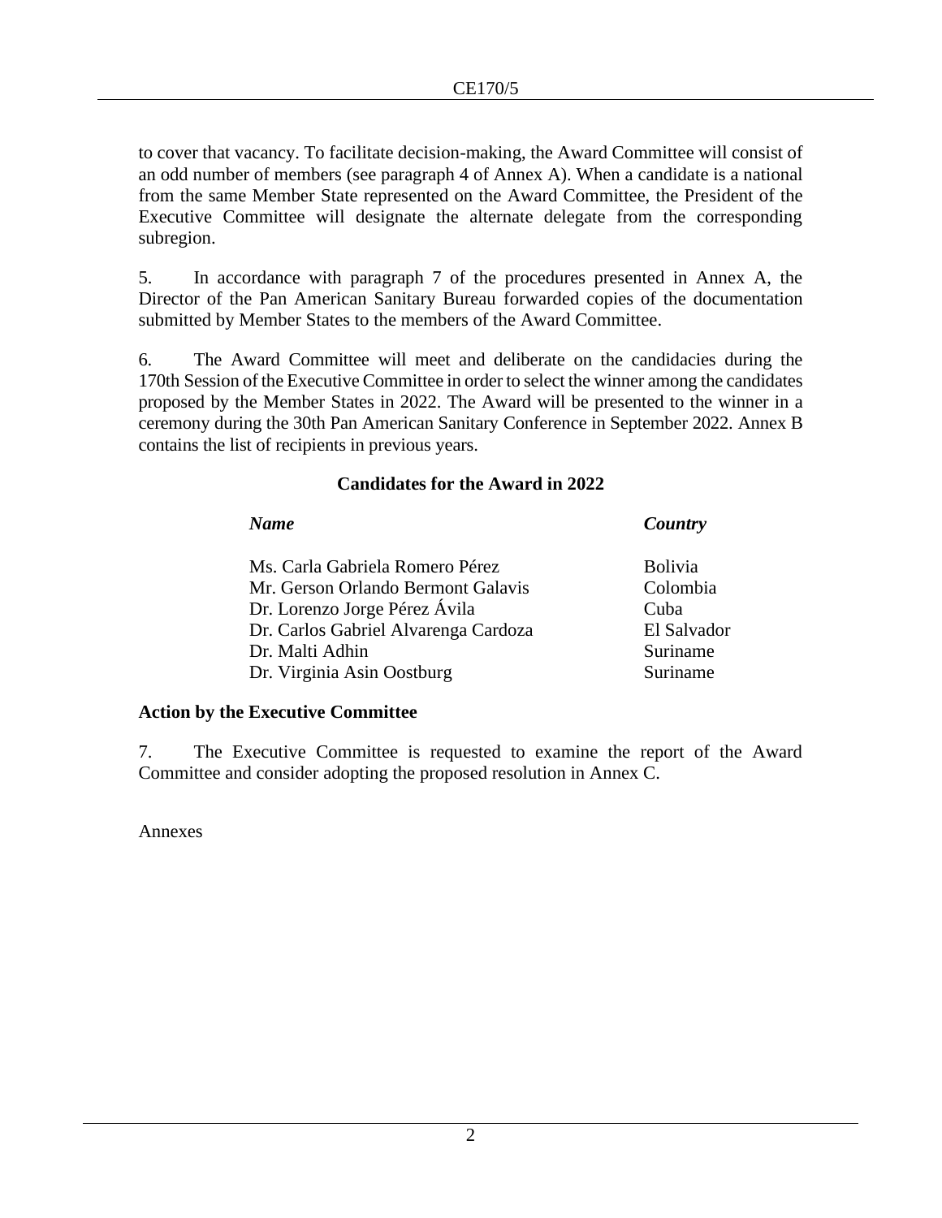to cover that vacancy. To facilitate decision-making, the Award Committee will consist of an odd number of members (see paragraph 4 of Annex A). When a candidate is a national from the same Member State represented on the Award Committee, the President of the Executive Committee will designate the alternate delegate from the corresponding subregion.

5. In accordance with paragraph 7 of the procedures presented in Annex A, the Director of the Pan American Sanitary Bureau forwarded copies of the documentation submitted by Member States to the members of the Award Committee.

6. The Award Committee will meet and deliberate on the candidacies during the 170th Session of the Executive Committee in order to select the winner among the candidates proposed by the Member States in 2022. The Award will be presented to the winner in a ceremony during the 30th Pan American Sanitary Conference in September 2022. Annex B contains the list of recipients in previous years.

### Candidates for the Award in 2022

| *Name* | *Country* |
|---|---|
| Ms. Carla Gabriela Romero Pérez | Bolivia |
| Mr. Gerson Orlando Bermont Galavis | Colombia |
| Dr. Lorenzo Jorge Pérez Ávila | Cuba |
| Dr. Carlos Gabriel Alvarenga Cardoza | El Salvador |
| Dr. Malti Adhin | Suriname |
| Dr. Virginia Asin Oostburg | Suriname |

### Action by the Executive Committee

7. The Executive Committee is requested to examine the report of the Award Committee and consider adopting the proposed resolution in Annex C.

Annexes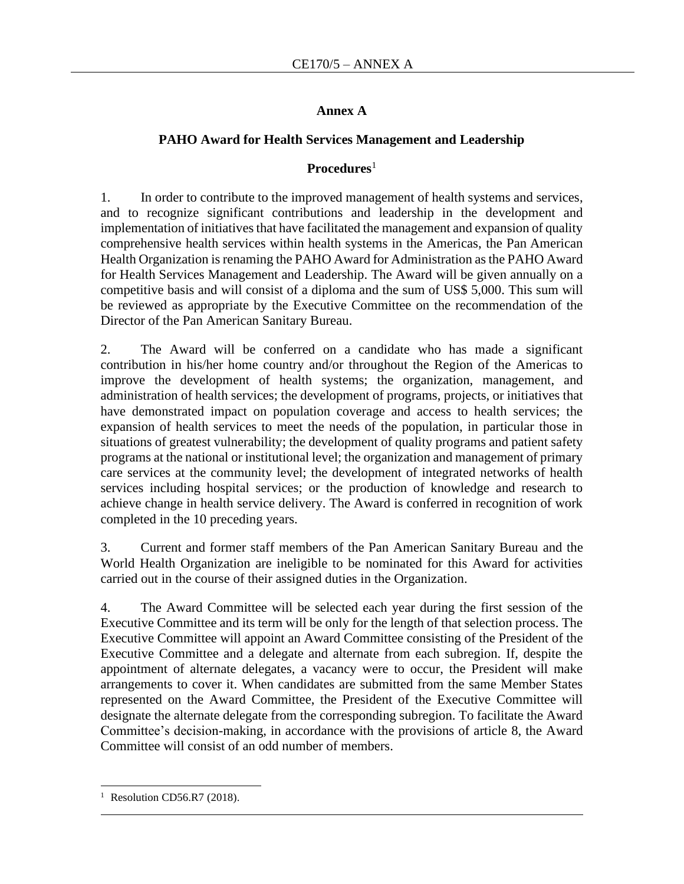# Annex A

## PAHO Award for Health Services Management and Leadership

### Procedures[1]

1. In order to contribute to the improved management of health systems and services, and to recognize significant contributions and leadership in the development and implementation of initiatives that have facilitated the management and expansion of quality comprehensive health services within health systems in the Americas, the Pan American Health Organization is renaming the PAHO Award for Administration as the PAHO Award for Health Services Management and Leadership. The Award will be given annually on a competitive basis and will consist of a diploma and the sum of US$ 5,000. This sum will be reviewed as appropriate by the Executive Committee on the recommendation of the Director of the Pan American Sanitary Bureau.

2. The Award will be conferred on a candidate who has made a significant contribution in his/her home country and/or throughout the Region of the Americas to improve the development of health systems; the organization, management, and administration of health services; the development of programs, projects, or initiatives that have demonstrated impact on population coverage and access to health services; the expansion of health services to meet the needs of the population, in particular those in situations of greatest vulnerability; the development of quality programs and patient safety programs at the national or institutional level; the organization and management of primary care services at the community level; the development of integrated networks of health services including hospital services; or the production of knowledge and research to achieve change in health service delivery. The Award is conferred in recognition of work completed in the 10 preceding years.

3. Current and former staff members of the Pan American Sanitary Bureau and the World Health Organization are ineligible to be nominated for this Award for activities carried out in the course of their assigned duties in the Organization.

4. The Award Committee will be selected each year during the first session of the Executive Committee and its term will be only for the length of that selection process. The Executive Committee will appoint an Award Committee consisting of the President of the Executive Committee and a delegate and alternate from each subregion. If, despite the appointment of alternate delegates, a vacancy were to occur, the President will make arrangements to cover it. When candidates are submitted from the same Member States represented on the Award Committee, the President of the Executive Committee will designate the alternate delegate from the corresponding subregion. To facilitate the Award Committee's decision-making, in accordance with the provisions of article 8, the Award Committee will consist of an odd number of members.

---

[1] Resolution CD56.R7 (2018).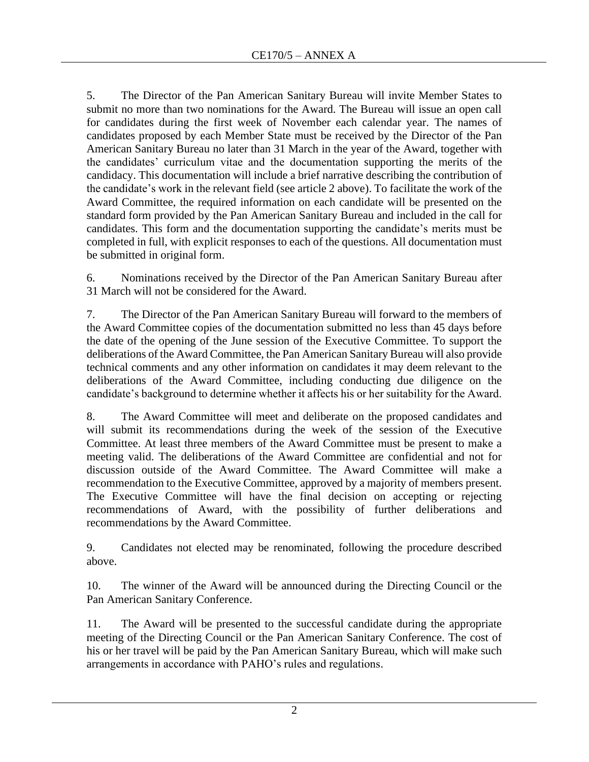5. The Director of the Pan American Sanitary Bureau will invite Member States to submit no more than two nominations for the Award. The Bureau will issue an open call for candidates during the first week of November each calendar year. The names of candidates proposed by each Member State must be received by the Director of the Pan American Sanitary Bureau no later than 31 March in the year of the Award, together with the candidates' curriculum vitae and the documentation supporting the merits of the candidacy. This documentation will include a brief narrative describing the contribution of the candidate's work in the relevant field (see article 2 above). To facilitate the work of the Award Committee, the required information on each candidate will be presented on the standard form provided by the Pan American Sanitary Bureau and included in the call for candidates. This form and the documentation supporting the candidate's merits must be completed in full, with explicit responses to each of the questions. All documentation must be submitted in original form.

6. Nominations received by the Director of the Pan American Sanitary Bureau after 31 March will not be considered for the Award.

7. The Director of the Pan American Sanitary Bureau will forward to the members of the Award Committee copies of the documentation submitted no less than 45 days before the date of the opening of the June session of the Executive Committee. To support the deliberations of the Award Committee, the Pan American Sanitary Bureau will also provide technical comments and any other information on candidates it may deem relevant to the deliberations of the Award Committee, including conducting due diligence on the candidate's background to determine whether it affects his or her suitability for the Award.

8. The Award Committee will meet and deliberate on the proposed candidates and will submit its recommendations during the week of the session of the Executive Committee. At least three members of the Award Committee must be present to make a meeting valid. The deliberations of the Award Committee are confidential and not for discussion outside of the Award Committee. The Award Committee will make a recommendation to the Executive Committee, approved by a majority of members present. The Executive Committee will have the final decision on accepting or rejecting recommendations of Award, with the possibility of further deliberations and recommendations by the Award Committee.

9. Candidates not elected may be renominated, following the procedure described above.

10. The winner of the Award will be announced during the Directing Council or the Pan American Sanitary Conference.

11. The Award will be presented to the successful candidate during the appropriate meeting of the Directing Council or the Pan American Sanitary Conference. The cost of his or her travel will be paid by the Pan American Sanitary Bureau, which will make such arrangements in accordance with PAHO's rules and regulations.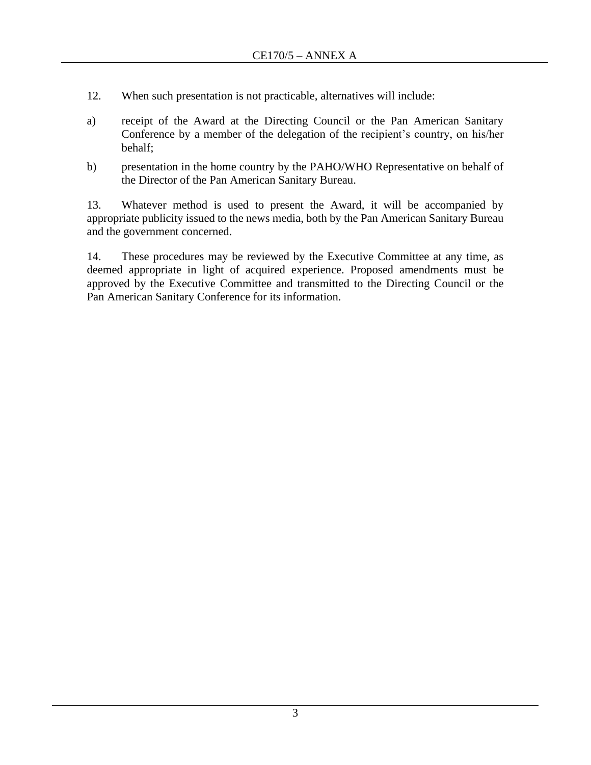12. When such presentation is not practicable, alternatives will include:

a) receipt of the Award at the Directing Council or the Pan American Sanitary Conference by a member of the delegation of the recipient's country, on his/her behalf;

b) presentation in the home country by the PAHO/WHO Representative on behalf of the Director of the Pan American Sanitary Bureau.

13. Whatever method is used to present the Award, it will be accompanied by appropriate publicity issued to the news media, both by the Pan American Sanitary Bureau and the government concerned.

14. These procedures may be reviewed by the Executive Committee at any time, as deemed appropriate in light of acquired experience. Proposed amendments must be approved by the Executive Committee and transmitted to the Directing Council or the Pan American Sanitary Conference for its information.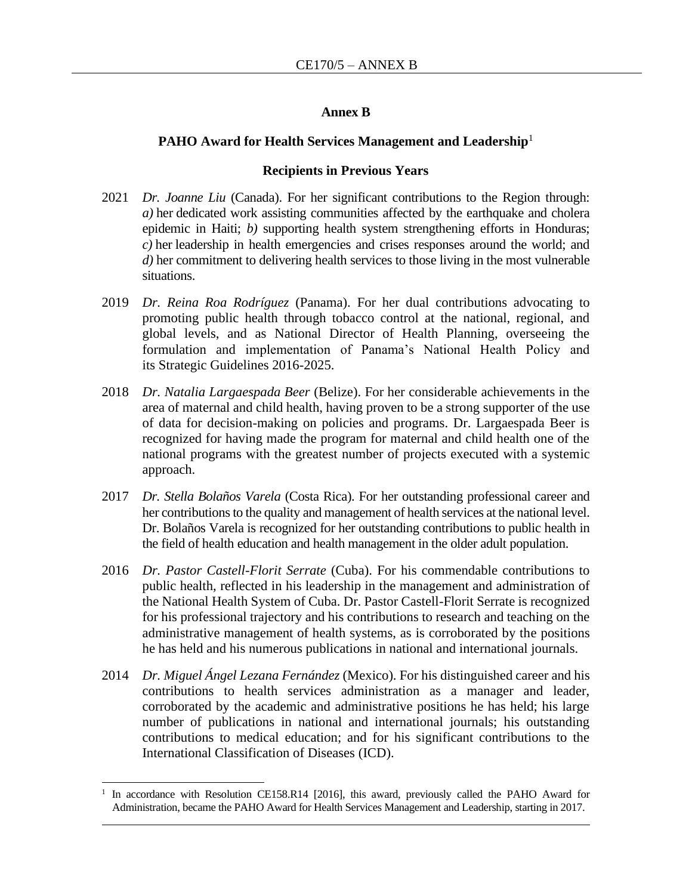# Annex B

## PAHO Award for Health Services Management and Leadership[1]

### Recipients in Previous Years

2021 *Dr. Joanne Liu* (Canada). For her significant contributions to the Region through: *a)* her dedicated work assisting communities affected by the earthquake and cholera epidemic in Haiti; *b)* supporting health system strengthening efforts in Honduras; *c)* her leadership in health emergencies and crises responses around the world; and *d)* her commitment to delivering health services to those living in the most vulnerable situations.

2019 *Dr. Reina Roa Rodríguez* (Panama). For her dual contributions advocating to promoting public health through tobacco control at the national, regional, and global levels, and as National Director of Health Planning, overseeing the formulation and implementation of Panama's National Health Policy and its Strategic Guidelines 2016-2025.

2018 *Dr. Natalia Largaespada Beer* (Belize). For her considerable achievements in the area of maternal and child health, having proven to be a strong supporter of the use of data for decision-making on policies and programs. Dr. Largaespada Beer is recognized for having made the program for maternal and child health one of the national programs with the greatest number of projects executed with a systemic approach.

2017 *Dr. Stella Bolaños Varela* (Costa Rica). For her outstanding professional career and her contributions to the quality and management of health services at the national level. Dr. Bolaños Varela is recognized for her outstanding contributions to public health in the field of health education and health management in the older adult population.

2016 *Dr. Pastor Castell-Florit Serrate* (Cuba). For his commendable contributions to public health, reflected in his leadership in the management and administration of the National Health System of Cuba. Dr. Pastor Castell-Florit Serrate is recognized for his professional trajectory and his contributions to research and teaching on the administrative management of health systems, as is corroborated by the positions he has held and his numerous publications in national and international journals.

2014 *Dr. Miguel Ángel Lezana Fernández* (Mexico). For his distinguished career and his contributions to health services administration as a manager and leader, corroborated by the academic and administrative positions he has held; his large number of publications in national and international journals; his outstanding contributions to medical education; and for his significant contributions to the International Classification of Diseases (ICD).

---

[1] In accordance with Resolution CE158.R14 [2016], this award, previously called the PAHO Award for Administration, became the PAHO Award for Health Services Management and Leadership, starting in 2017.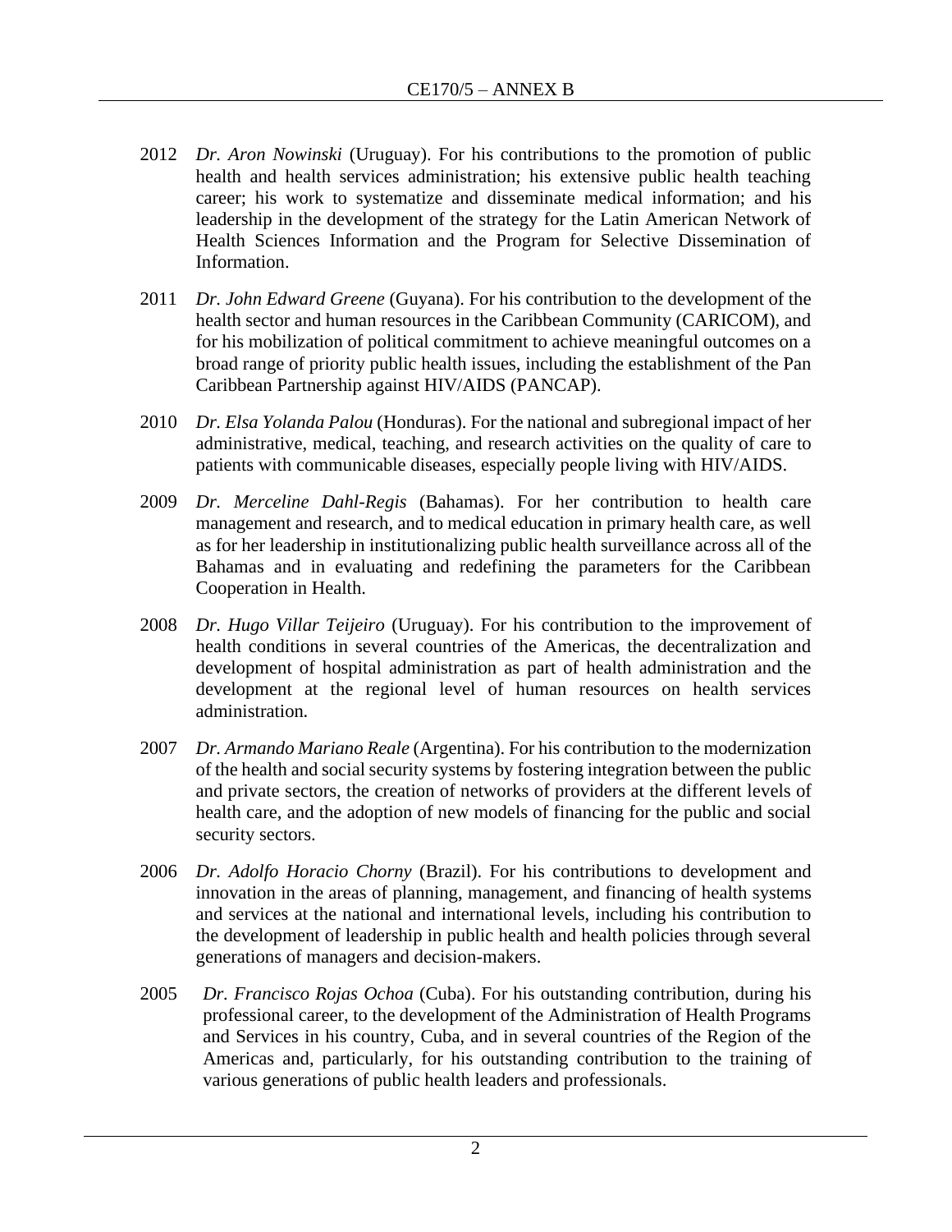2012 *Dr. Aron Nowinski* (Uruguay). For his contributions to the promotion of public health and health services administration; his extensive public health teaching career; his work to systematize and disseminate medical information; and his leadership in the development of the strategy for the Latin American Network of Health Sciences Information and the Program for Selective Dissemination of Information.

2011 *Dr. John Edward Greene* (Guyana). For his contribution to the development of the health sector and human resources in the Caribbean Community (CARICOM), and for his mobilization of political commitment to achieve meaningful outcomes on a broad range of priority public health issues, including the establishment of the Pan Caribbean Partnership against HIV/AIDS (PANCAP).

2010 *Dr. Elsa Yolanda Palou* (Honduras). For the national and subregional impact of her administrative, medical, teaching, and research activities on the quality of care to patients with communicable diseases, especially people living with HIV/AIDS.

2009 *Dr. Merceline Dahl-Regis* (Bahamas). For her contribution to health care management and research, and to medical education in primary health care, as well as for her leadership in institutionalizing public health surveillance across all of the Bahamas and in evaluating and redefining the parameters for the Caribbean Cooperation in Health.

2008 *Dr. Hugo Villar Teijeiro* (Uruguay). For his contribution to the improvement of health conditions in several countries of the Americas, the decentralization and development of hospital administration as part of health administration and the development at the regional level of human resources on health services administration.

2007 *Dr. Armando Mariano Reale* (Argentina). For his contribution to the modernization of the health and social security systems by fostering integration between the public and private sectors, the creation of networks of providers at the different levels of health care, and the adoption of new models of financing for the public and social security sectors.

2006 *Dr. Adolfo Horacio Chorny* (Brazil). For his contributions to development and innovation in the areas of planning, management, and financing of health systems and services at the national and international levels, including his contribution to the development of leadership in public health and health policies through several generations of managers and decision-makers.

2005 *Dr. Francisco Rojas Ochoa* (Cuba). For his outstanding contribution, during his professional career, to the development of the Administration of Health Programs and Services in his country, Cuba, and in several countries of the Region of the Americas and, particularly, for his outstanding contribution to the training of various generations of public health leaders and professionals.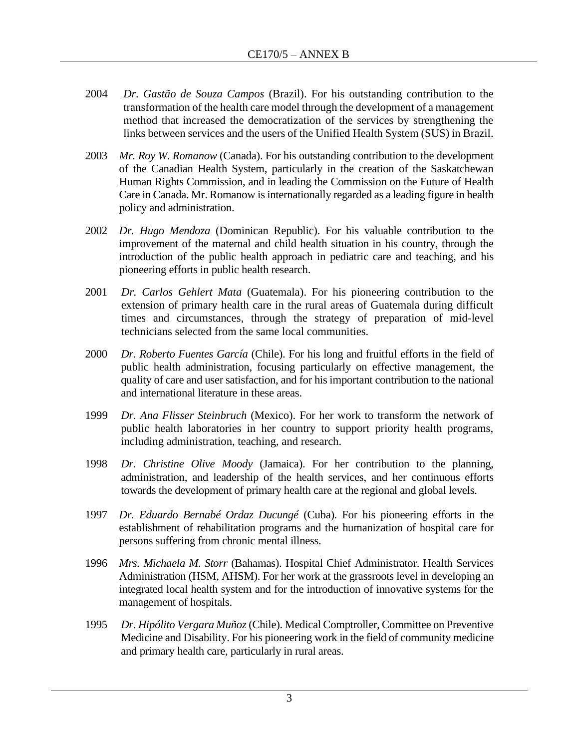2004 *Dr. Gastão de Souza Campos* (Brazil). For his outstanding contribution to the transformation of the health care model through the development of a management method that increased the democratization of the services by strengthening the links between services and the users of the Unified Health System (SUS) in Brazil.

2003 *Mr. Roy W. Romanow* (Canada). For his outstanding contribution to the development of the Canadian Health System, particularly in the creation of the Saskatchewan Human Rights Commission, and in leading the Commission on the Future of Health Care in Canada. Mr. Romanow is internationally regarded as a leading figure in health policy and administration.

2002 *Dr. Hugo Mendoza* (Dominican Republic). For his valuable contribution to the improvement of the maternal and child health situation in his country, through the introduction of the public health approach in pediatric care and teaching, and his pioneering efforts in public health research.

2001 *Dr. Carlos Gehlert Mata* (Guatemala). For his pioneering contribution to the extension of primary health care in the rural areas of Guatemala during difficult times and circumstances, through the strategy of preparation of mid-level technicians selected from the same local communities.

2000 *Dr. Roberto Fuentes García* (Chile). For his long and fruitful efforts in the field of public health administration, focusing particularly on effective management, the quality of care and user satisfaction, and for his important contribution to the national and international literature in these areas.

1999 *Dr. Ana Flisser Steinbruch* (Mexico). For her work to transform the network of public health laboratories in her country to support priority health programs, including administration, teaching, and research.

1998 *Dr. Christine Olive Moody* (Jamaica). For her contribution to the planning, administration, and leadership of the health services, and her continuous efforts towards the development of primary health care at the regional and global levels.

1997 *Dr. Eduardo Bernabé Ordaz Ducungé* (Cuba). For his pioneering efforts in the establishment of rehabilitation programs and the humanization of hospital care for persons suffering from chronic mental illness.

1996 *Mrs. Michaela M. Storr* (Bahamas). Hospital Chief Administrator. Health Services Administration (HSM, AHSM). For her work at the grassroots level in developing an integrated local health system and for the introduction of innovative systems for the management of hospitals.

1995 *Dr. Hipólito Vergara Muñoz* (Chile). Medical Comptroller, Committee on Preventive Medicine and Disability. For his pioneering work in the field of community medicine and primary health care, particularly in rural areas.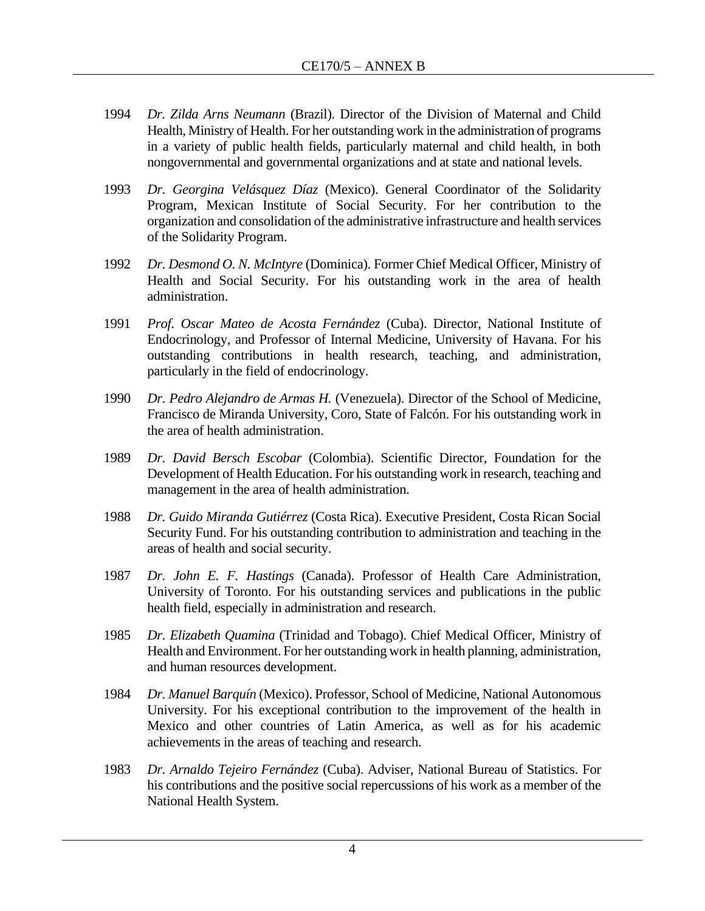1994 *Dr. Zilda Arns Neumann* (Brazil). Director of the Division of Maternal and Child Health, Ministry of Health. For her outstanding work in the administration of programs in a variety of public health fields, particularly maternal and child health, in both nongovernmental and governmental organizations and at state and national levels.

1993 *Dr. Georgina Velásquez Díaz* (Mexico). General Coordinator of the Solidarity Program, Mexican Institute of Social Security. For her contribution to the organization and consolidation of the administrative infrastructure and health services of the Solidarity Program.

1992 *Dr. Desmond O. N. McIntyre* (Dominica). Former Chief Medical Officer, Ministry of Health and Social Security. For his outstanding work in the area of health administration.

1991 *Prof. Oscar Mateo de Acosta Fernández* (Cuba). Director, National Institute of Endocrinology, and Professor of Internal Medicine, University of Havana. For his outstanding contributions in health research, teaching, and administration, particularly in the field of endocrinology.

1990 *Dr. Pedro Alejandro de Armas H.* (Venezuela). Director of the School of Medicine, Francisco de Miranda University, Coro, State of Falcón. For his outstanding work in the area of health administration.

1989 *Dr. David Bersch Escobar* (Colombia). Scientific Director, Foundation for the Development of Health Education. For his outstanding work in research, teaching and management in the area of health administration.

1988 *Dr. Guido Miranda Gutiérrez* (Costa Rica). Executive President, Costa Rican Social Security Fund. For his outstanding contribution to administration and teaching in the areas of health and social security.

1987 *Dr. John E. F. Hastings* (Canada). Professor of Health Care Administration, University of Toronto. For his outstanding services and publications in the public health field, especially in administration and research.

1985 *Dr. Elizabeth Quamina* (Trinidad and Tobago). Chief Medical Officer, Ministry of Health and Environment. For her outstanding work in health planning, administration, and human resources development.

1984 *Dr. Manuel Barquín* (Mexico). Professor, School of Medicine, National Autonomous University. For his exceptional contribution to the improvement of the health in Mexico and other countries of Latin America, as well as for his academic achievements in the areas of teaching and research.

1983 *Dr. Arnaldo Tejeiro Fernández* (Cuba). Adviser, National Bureau of Statistics. For his contributions and the positive social repercussions of his work as a member of the National Health System.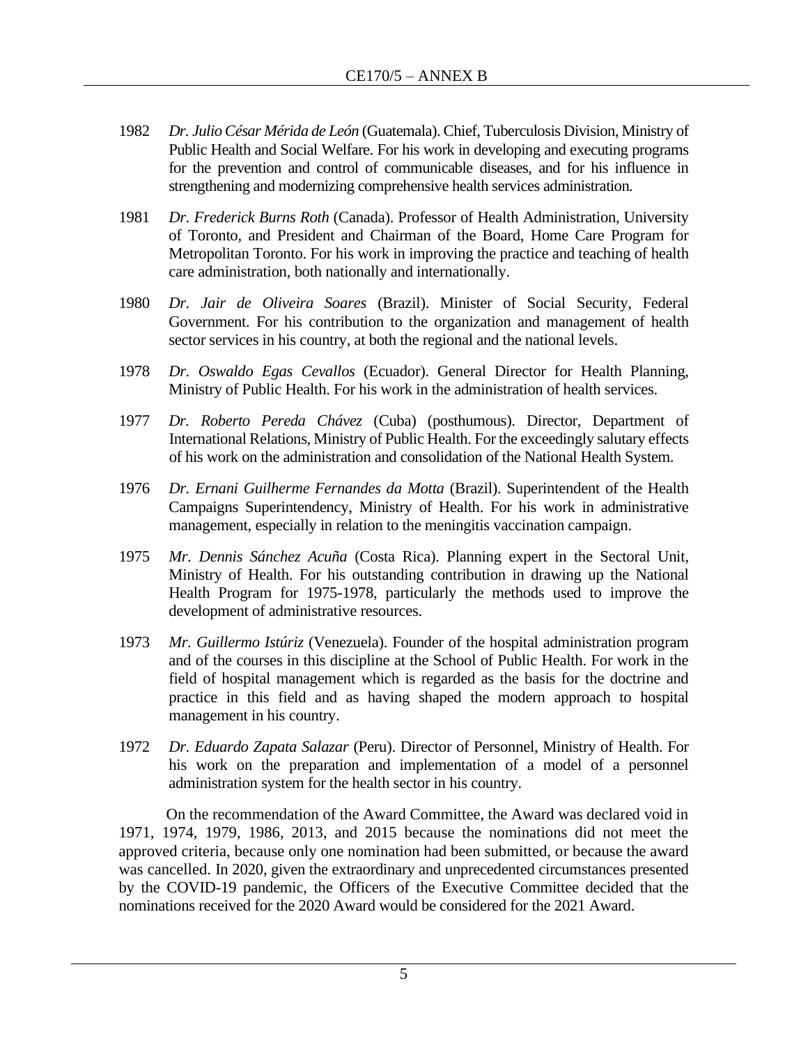1982 *Dr. Julio César Mérida de León* (Guatemala). Chief, Tuberculosis Division, Ministry of Public Health and Social Welfare. For his work in developing and executing programs for the prevention and control of communicable diseases, and for his influence in strengthening and modernizing comprehensive health services administration.

1981 *Dr. Frederick Burns Roth* (Canada). Professor of Health Administration, University of Toronto, and President and Chairman of the Board, Home Care Program for Metropolitan Toronto. For his work in improving the practice and teaching of health care administration, both nationally and internationally.

1980 *Dr. Jair de Oliveira Soares* (Brazil). Minister of Social Security, Federal Government. For his contribution to the organization and management of health sector services in his country, at both the regional and the national levels.

1978 *Dr. Oswaldo Egas Cevallos* (Ecuador). General Director for Health Planning, Ministry of Public Health. For his work in the administration of health services.

1977 *Dr. Roberto Pereda Chávez* (Cuba) (posthumous). Director, Department of International Relations, Ministry of Public Health. For the exceedingly salutary effects of his work on the administration and consolidation of the National Health System.

1976 *Dr. Ernani Guilherme Fernandes da Motta* (Brazil). Superintendent of the Health Campaigns Superintendency, Ministry of Health. For his work in administrative management, especially in relation to the meningitis vaccination campaign.

1975 *Mr. Dennis Sánchez Acuña* (Costa Rica). Planning expert in the Sectoral Unit, Ministry of Health. For his outstanding contribution in drawing up the National Health Program for 1975-1978, particularly the methods used to improve the development of administrative resources.

1973 *Mr. Guillermo Istúriz* (Venezuela). Founder of the hospital administration program and of the courses in this discipline at the School of Public Health. For work in the field of hospital management which is regarded as the basis for the doctrine and practice in this field and as having shaped the modern approach to hospital management in his country.

1972 *Dr. Eduardo Zapata Salazar* (Peru). Director of Personnel, Ministry of Health. For his work on the preparation and implementation of a model of a personnel administration system for the health sector in his country.

On the recommendation of the Award Committee, the Award was declared void in 1971, 1974, 1979, 1986, 2013, and 2015 because the nominations did not meet the approved criteria, because only one nomination had been submitted, or because the award was cancelled. In 2020, given the extraordinary and unprecedented circumstances presented by the COVID-19 pandemic, the Officers of the Executive Committee decided that the nominations received for the 2020 Award would be considered for the 2021 Award.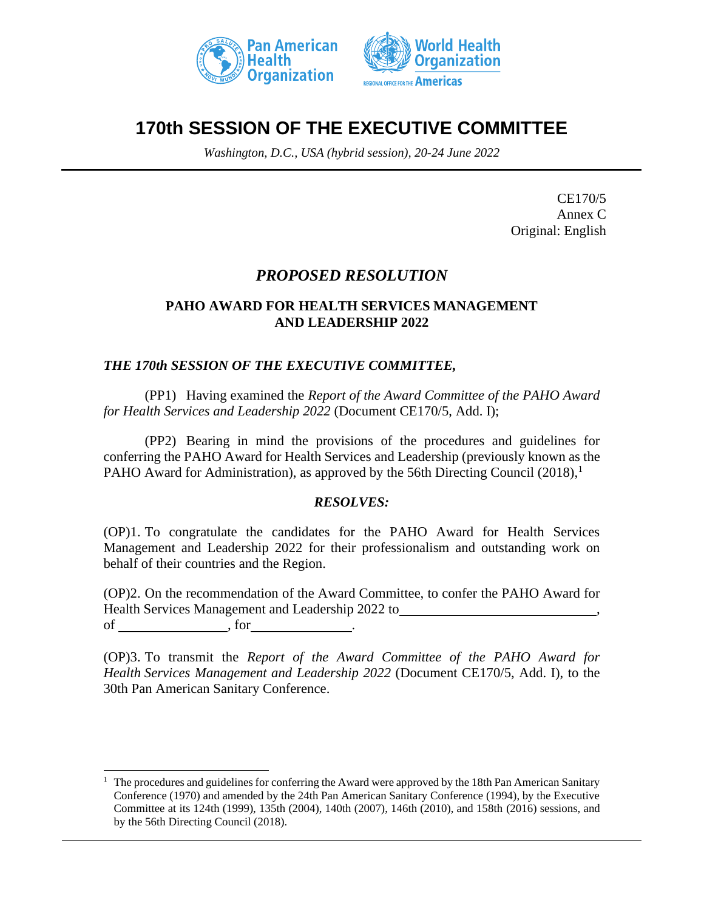# 170th SESSION OF THE EXECUTIVE COMMITTEE

*Washington, D.C., USA (hybrid session), 20-24 June 2022*

CE170/5
Annex C
Original: English

## *PROPOSED RESOLUTION*

### PAHO AWARD FOR HEALTH SERVICES MANAGEMENT AND LEADERSHIP 2022

***THE 170th SESSION OF THE EXECUTIVE COMMITTEE,***

(PP1) Having examined the *Report of the Award Committee of the PAHO Award for Health Services and Leadership 2022* (Document CE170/5, Add. I);

(PP2) Bearing in mind the provisions of the procedures and guidelines for conferring the PAHO Award for Health Services and Leadership (previously known as the PAHO Award for Administration), as approved by the 56th Directing Council (2018),[1]

***RESOLVES:***

(OP)1. To congratulate the candidates for the PAHO Award for Health Services Management and Leadership 2022 for their professionalism and outstanding work on behalf of their countries and the Region.

(OP)2. On the recommendation of the Award Committee, to confer the PAHO Award for Health Services Management and Leadership 2022 to\_\_\_\_\_\_\_\_\_\_\_\_\_\_\_\_\_\_\_\_\_\_\_\_\_\_\_\_\_\_, of \_\_\_\_\_\_\_\_\_\_\_\_\_\_\_\_\_, for\_\_\_\_\_\_\_\_\_\_\_\_\_\_\_\_.

(OP)3. To transmit the *Report of the Award Committee of the PAHO Award for Health Services Management and Leadership 2022* (Document CE170/5, Add. I), to the 30th Pan American Sanitary Conference.

---

[1] The procedures and guidelines for conferring the Award were approved by the 18th Pan American Sanitary Conference (1970) and amended by the 24th Pan American Sanitary Conference (1994), by the Executive Committee at its 124th (1999), 135th (2004), 140th (2007), 146th (2010), and 158th (2016) sessions, and by the 56th Directing Council (2018).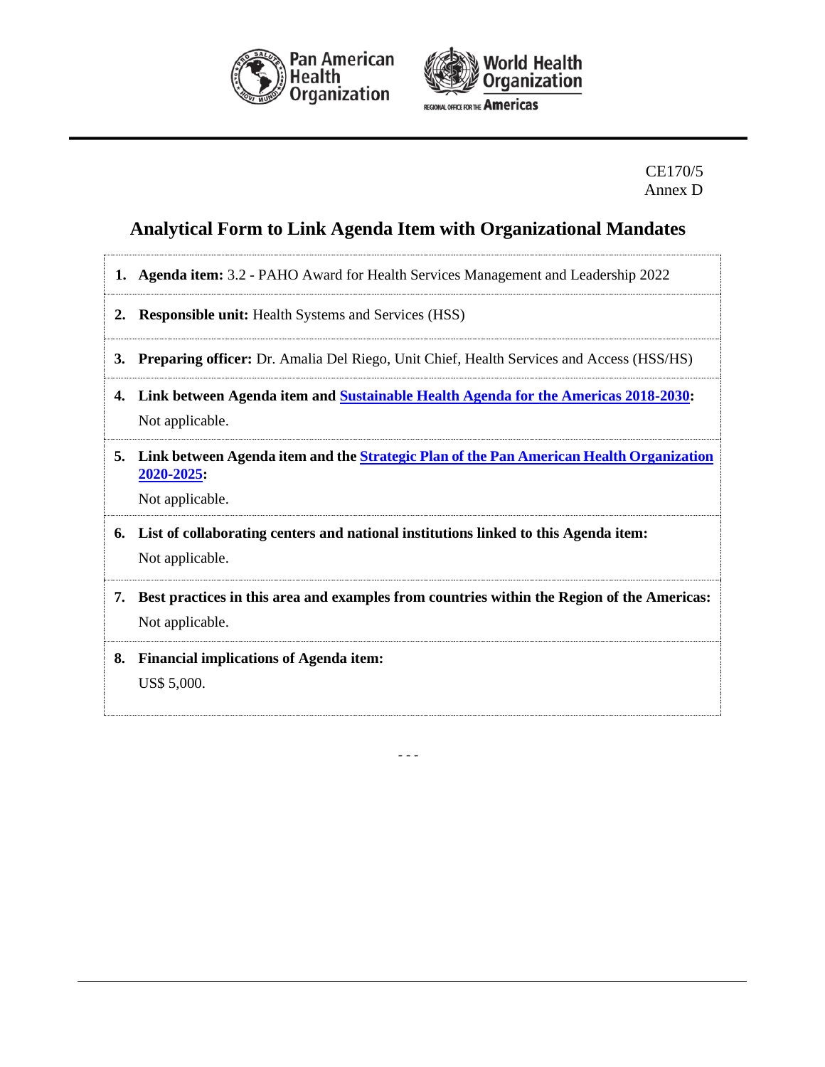CE170/5
Annex D

## Analytical Form to Link Agenda Item with Organizational Mandates

1. **Agenda item:** 3.2 - PAHO Award for Health Services Management and Leadership 2022

2. **Responsible unit:** Health Systems and Services (HSS)

3. **Preparing officer:** Dr. Amalia Del Riego, Unit Chief, Health Services and Access (HSS/HS)

4. **Link between Agenda item and Sustainable Health Agenda for the Americas 2018-2030:**

   Not applicable.

5. **Link between Agenda item and the Strategic Plan of the Pan American Health Organization 2020-2025:**

   Not applicable.

6. **List of collaborating centers and national institutions linked to this Agenda item:**

   Not applicable.

7. **Best practices in this area and examples from countries within the Region of the Americas:**

   Not applicable.

8. **Financial implications of Agenda item:**

   US$ 5,000.

- - -